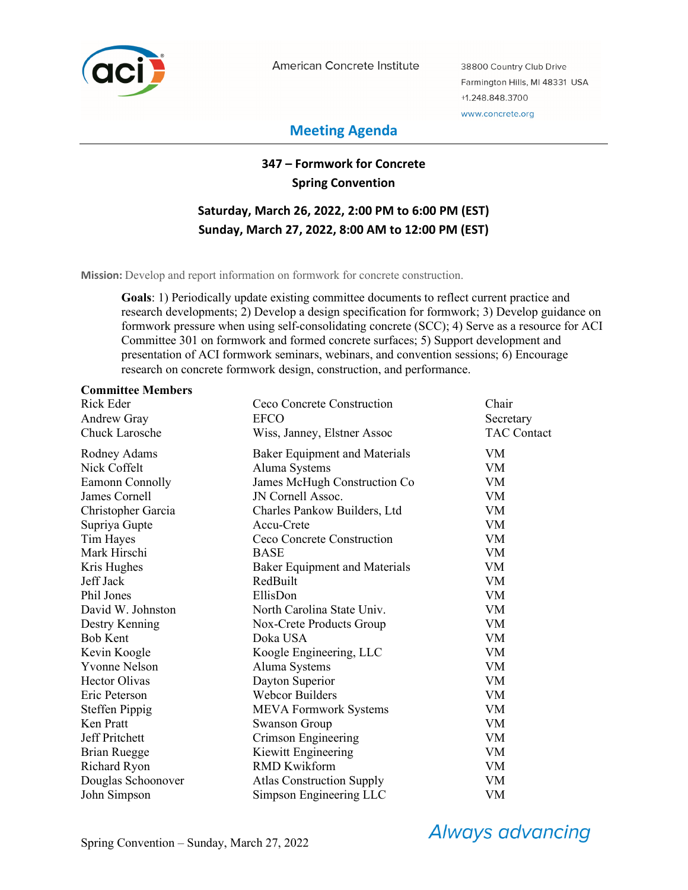American Concrete Institute

38800 Country Club Drive
Farmington Hills, MI 48331 USA
+1.248.848.3700
www.concrete.org

# Meeting Agenda

## 347 – Formwork for Concrete
## Spring Convention

### Saturday, March 26, 2022, 2:00 PM to 6:00 PM (EST)
### Sunday, March 27, 2022, 8:00 AM to 12:00 PM (EST)

**Mission:** Develop and report information on formwork for concrete construction.

**Goals**: 1) Periodically update existing committee documents to reflect current practice and research developments; 2) Develop a design specification for formwork; 3) Develop guidance on formwork pressure when using self-consolidating concrete (SCC); 4) Serve as a resource for ACI Committee 301 on formwork and formed concrete surfaces; 5) Support development and presentation of ACI formwork seminars, webinars, and convention sessions; 6) Encourage research on concrete formwork design, construction, and performance.

**Committee Members**

| | | |
|---|---|---|
| Rick Eder | Ceco Concrete Construction | Chair |
| Andrew Gray | EFCO | Secretary |
| Chuck Larosche | Wiss, Janney, Elstner Assoc | TAC Contact |
| Rodney Adams | Baker Equipment and Materials | VM |
| Nick Coffelt | Aluma Systems | VM |
| Eamonn Connolly | James McHugh Construction Co | VM |
| James Cornell | JN Cornell Assoc. | VM |
| Christopher Garcia | Charles Pankow Builders, Ltd | VM |
| Supriya Gupte | Accu-Crete | VM |
| Tim Hayes | Ceco Concrete Construction | VM |
| Mark Hirschi | BASE | VM |
| Kris Hughes | Baker Equipment and Materials | VM |
| Jeff Jack | RedBuilt | VM |
| Phil Jones | EllisDon | VM |
| David W. Johnston | North Carolina State Univ. | VM |
| Destry Kenning | Nox-Crete Products Group | VM |
| Bob Kent | Doka USA | VM |
| Kevin Koogle | Koogle Engineering, LLC | VM |
| Yvonne Nelson | Aluma Systems | VM |
| Hector Olivas | Dayton Superior | VM |
| Eric Peterson | Webcor Builders | VM |
| Steffen Pippig | MEVA Formwork Systems | VM |
| Ken Pratt | Swanson Group | VM |
| Jeff Pritchett | Crimson Engineering | VM |
| Brian Ruegge | Kiewitt Engineering | VM |
| Richard Ryon | RMD Kwikform | VM |
| Douglas Schoonover | Atlas Construction Supply | VM |
| John Simpson | Simpson Engineering LLC | VM |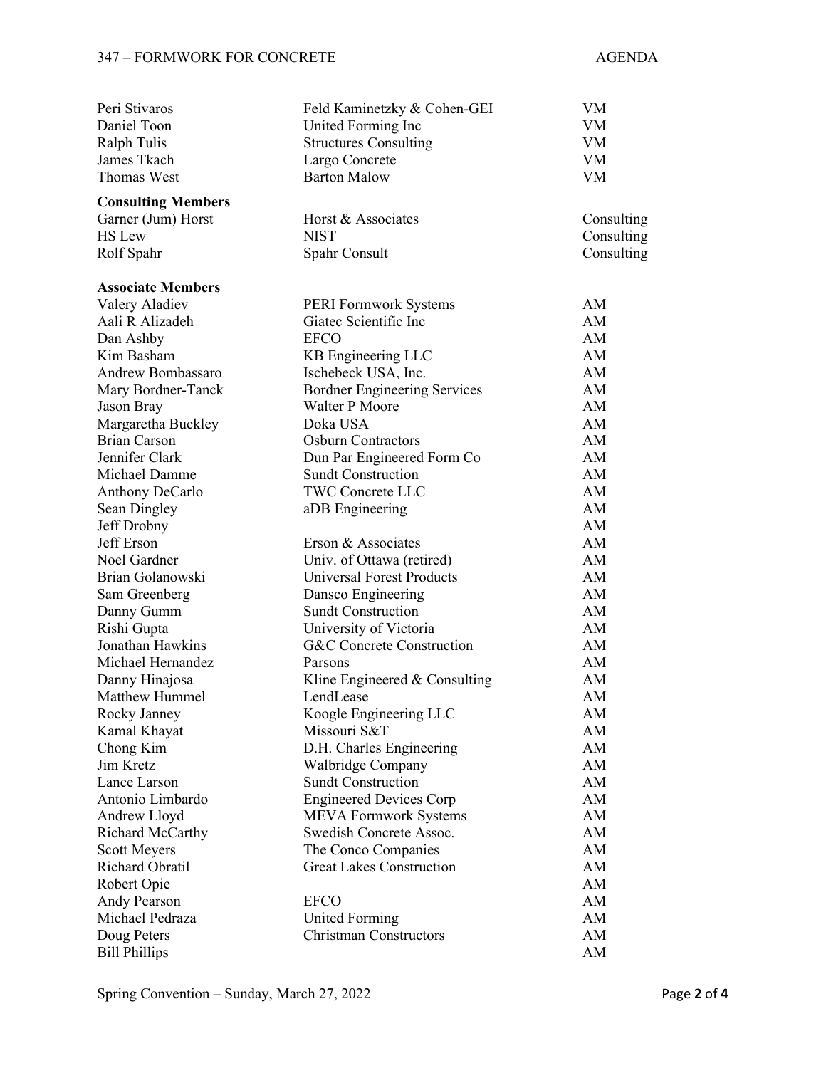| | | |
|---|---|---|
| Peri Stivaros | Feld Kaminetzky & Cohen-GEI | VM |
| Daniel Toon | United Forming Inc | VM |
| Ralph Tulis | Structures Consulting | VM |
| James Tkach | Largo Concrete | VM |
| Thomas West | Barton Malow | VM |

**Consulting Members**

| | | |
|---|---|---|
| Garner (Jum) Horst | Horst & Associates | Consulting |
| HS Lew | NIST | Consulting |
| Rolf Spahr | Spahr Consult | Consulting |

**Associate Members**

| | | |
|---|---|---|
| Valery Aladiev | PERI Formwork Systems | AM |
| Aali R Alizadeh | Giatec Scientific Inc | AM |
| Dan Ashby | EFCO | AM |
| Kim Basham | KB Engineering LLC | AM |
| Andrew Bombassaro | Ischebeck USA, Inc. | AM |
| Mary Bordner-Tanck | Bordner Engineering Services | AM |
| Jason Bray | Walter P Moore | AM |
| Margaretha Buckley | Doka USA | AM |
| Brian Carson | Osburn Contractors | AM |
| Jennifer Clark | Dun Par Engineered Form Co | AM |
| Michael Damme | Sundt Construction | AM |
| Anthony DeCarlo | TWC Concrete LLC | AM |
| Sean Dingley | aDB Engineering | AM |
| Jeff Drobny | | AM |
| Jeff Erson | Erson & Associates | AM |
| Noel Gardner | Univ. of Ottawa (retired) | AM |
| Brian Golanowski | Universal Forest Products | AM |
| Sam Greenberg | Dansco Engineering | AM |
| Danny Gumm | Sundt Construction | AM |
| Rishi Gupta | University of Victoria | AM |
| Jonathan Hawkins | G&C Concrete Construction | AM |
| Michael Hernandez | Parsons | AM |
| Danny Hinajosa | Kline Engineered & Consulting | AM |
| Matthew Hummel | LendLease | AM |
| Rocky Janney | Koogle Engineering LLC | AM |
| Kamal Khayat | Missouri S&T | AM |
| Chong Kim | D.H. Charles Engineering | AM |
| Jim Kretz | Walbridge Company | AM |
| Lance Larson | Sundt Construction | AM |
| Antonio Limbardo | Engineered Devices Corp | AM |
| Andrew Lloyd | MEVA Formwork Systems | AM |
| Richard McCarthy | Swedish Concrete Assoc. | AM |
| Scott Meyers | The Conco Companies | AM |
| Richard Obratil | Great Lakes Construction | AM |
| Robert Opie | | AM |
| Andy Pearson | EFCO | AM |
| Michael Pedraza | United Forming | AM |
| Doug Peters | Christman Constructors | AM |
| Bill Phillips | | AM |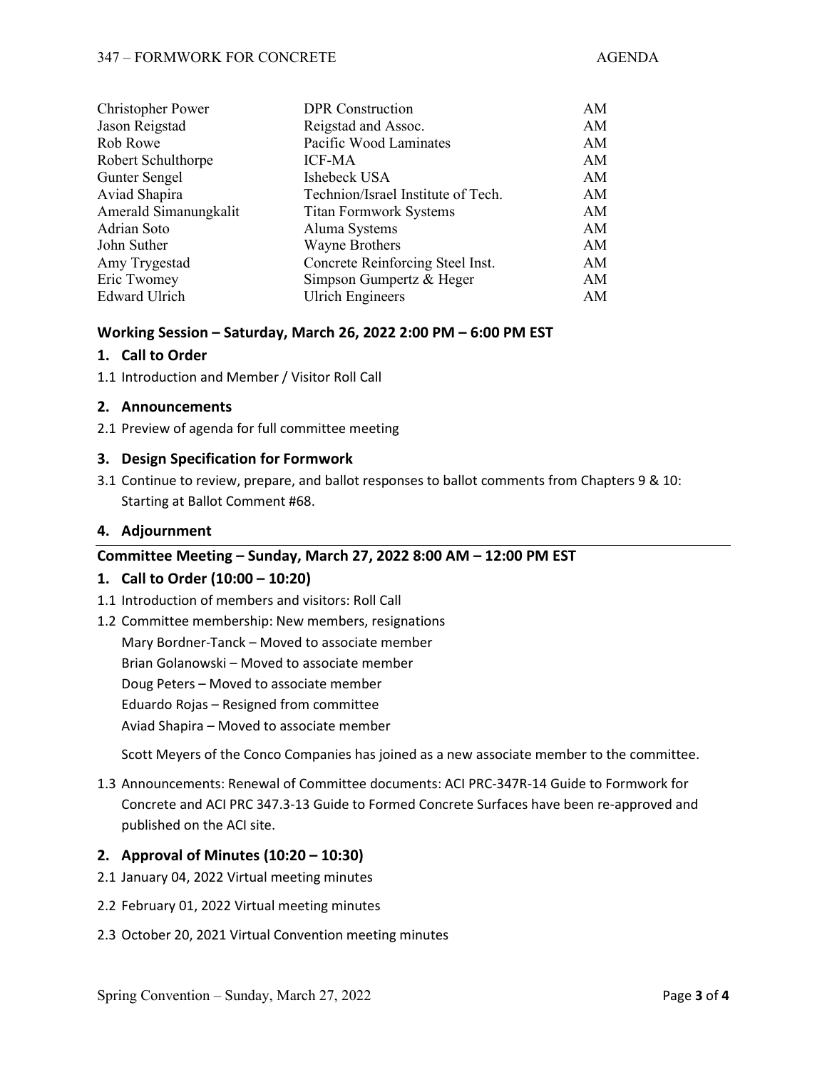| | | |
|---|---|---|
| Christopher Power | DPR Construction | AM |
| Jason Reigstad | Reigstad and Assoc. | AM |
| Rob Rowe | Pacific Wood Laminates | AM |
| Robert Schulthorpe | ICF-MA | AM |
| Gunter Sengel | Ishebeck USA | AM |
| Aviad Shapira | Technion/Israel Institute of Tech. | AM |
| Amerald Simanungkalit | Titan Formwork Systems | AM |
| Adrian Soto | Aluma Systems | AM |
| John Suther | Wayne Brothers | AM |
| Amy Trygestad | Concrete Reinforcing Steel Inst. | AM |
| Eric Twomey | Simpson Gumpertz & Heger | AM |
| Edward Ulrich | Ulrich Engineers | AM |

## Working Session – Saturday, March 26, 2022 2:00 PM – 6:00 PM EST

### 1. Call to Order

1.1 Introduction and Member / Visitor Roll Call

### 2. Announcements

2.1 Preview of agenda for full committee meeting

### 3. Design Specification for Formwork

3.1 Continue to review, prepare, and ballot responses to ballot comments from Chapters 9 & 10: Starting at Ballot Comment #68.

### 4. Adjournment

## Committee Meeting – Sunday, March 27, 2022 8:00 AM – 12:00 PM EST

### 1. Call to Order (10:00 – 10:20)

1.1 Introduction of members and visitors: Roll Call

1.2 Committee membership: New members, resignations

Mary Bordner-Tanck – Moved to associate member

Brian Golanowski – Moved to associate member

Doug Peters – Moved to associate member

Eduardo Rojas – Resigned from committee

Aviad Shapira – Moved to associate member

Scott Meyers of the Conco Companies has joined as a new associate member to the committee.

1.3 Announcements: Renewal of Committee documents: ACI PRC-347R-14 Guide to Formwork for Concrete and ACI PRC 347.3-13 Guide to Formed Concrete Surfaces have been re-approved and published on the ACI site.

### 2. Approval of Minutes (10:20 – 10:30)

2.1 January 04, 2022 Virtual meeting minutes

2.2 February 01, 2022 Virtual meeting minutes

2.3 October 20, 2021 Virtual Convention meeting minutes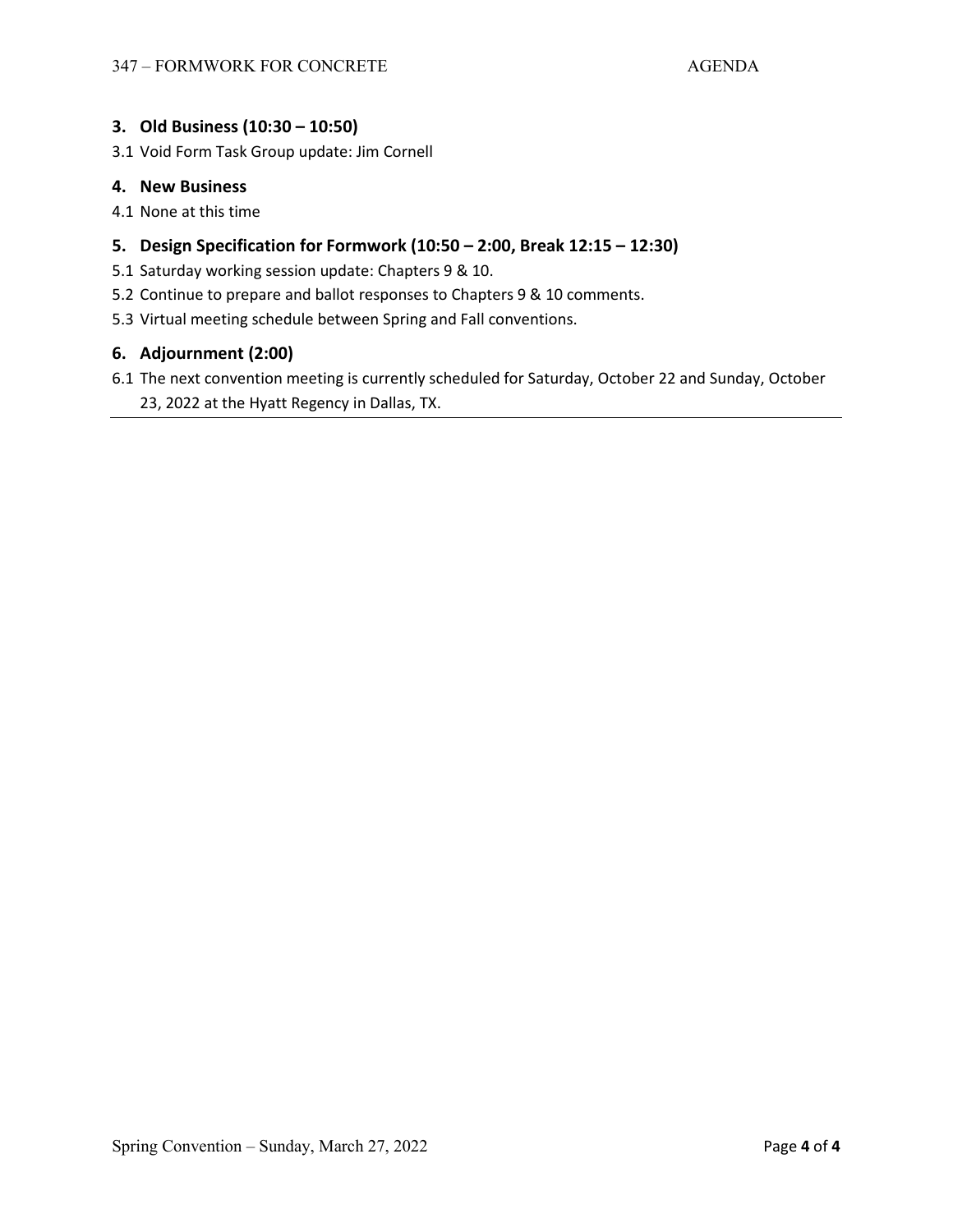## 3. Old Business (10:30 – 10:50)

3.1 Void Form Task Group update: Jim Cornell

## 4. New Business

4.1 None at this time

## 5. Design Specification for Formwork (10:50 – 2:00, Break 12:15 – 12:30)

5.1 Saturday working session update: Chapters 9 & 10.

5.2 Continue to prepare and ballot responses to Chapters 9 & 10 comments.

5.3 Virtual meeting schedule between Spring and Fall conventions.

## 6. Adjournment (2:00)

6.1 The next convention meeting is currently scheduled for Saturday, October 22 and Sunday, October 23, 2022 at the Hyatt Regency in Dallas, TX.